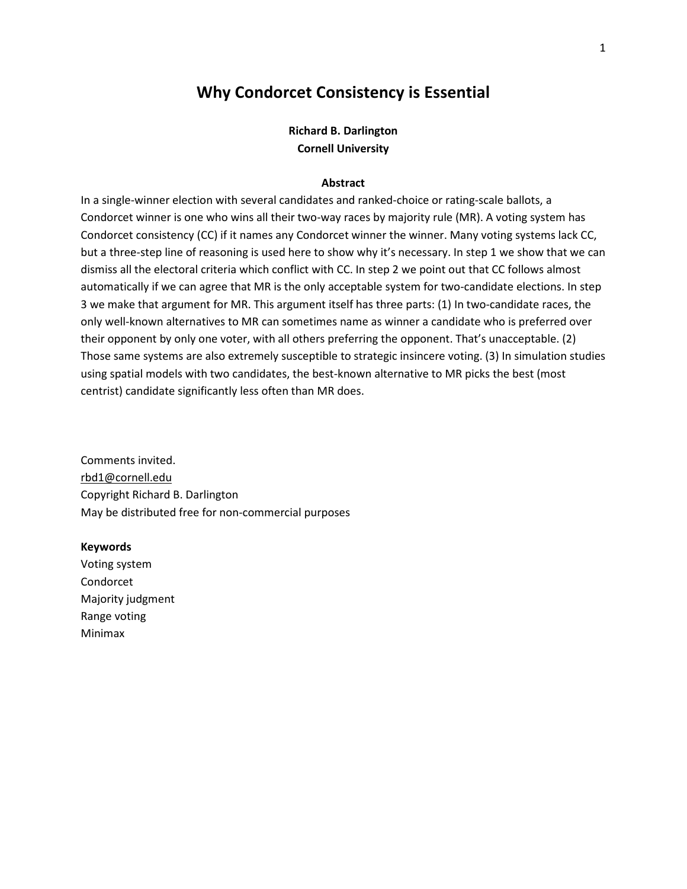# Why Condorcet Consistency is Essential

**Richard B. Darlington**
**Cornell University**

### Abstract

In a single-winner election with several candidates and ranked-choice or rating-scale ballots, a Condorcet winner is one who wins all their two-way races by majority rule (MR). A voting system has Condorcet consistency (CC) if it names any Condorcet winner the winner. Many voting systems lack CC, but a three-step line of reasoning is used here to show why it's necessary. In step 1 we show that we can dismiss all the electoral criteria which conflict with CC. In step 2 we point out that CC follows almost automatically if we can agree that MR is the only acceptable system for two-candidate elections. In step 3 we make that argument for MR. This argument itself has three parts: (1) In two-candidate races, the only well-known alternatives to MR can sometimes name as winner a candidate who is preferred over their opponent by only one voter, with all others preferring the opponent. That's unacceptable. (2) Those same systems are also extremely susceptible to strategic insincere voting. (3) In simulation studies using spatial models with two candidates, the best-known alternative to MR picks the best (most centrist) candidate significantly less often than MR does.

Comments invited.
rbd1@cornell.edu
Copyright Richard B. Darlington
May be distributed free for non-commercial purposes

**Keywords**
Voting system
Condorcet
Majority judgment
Range voting
Minimax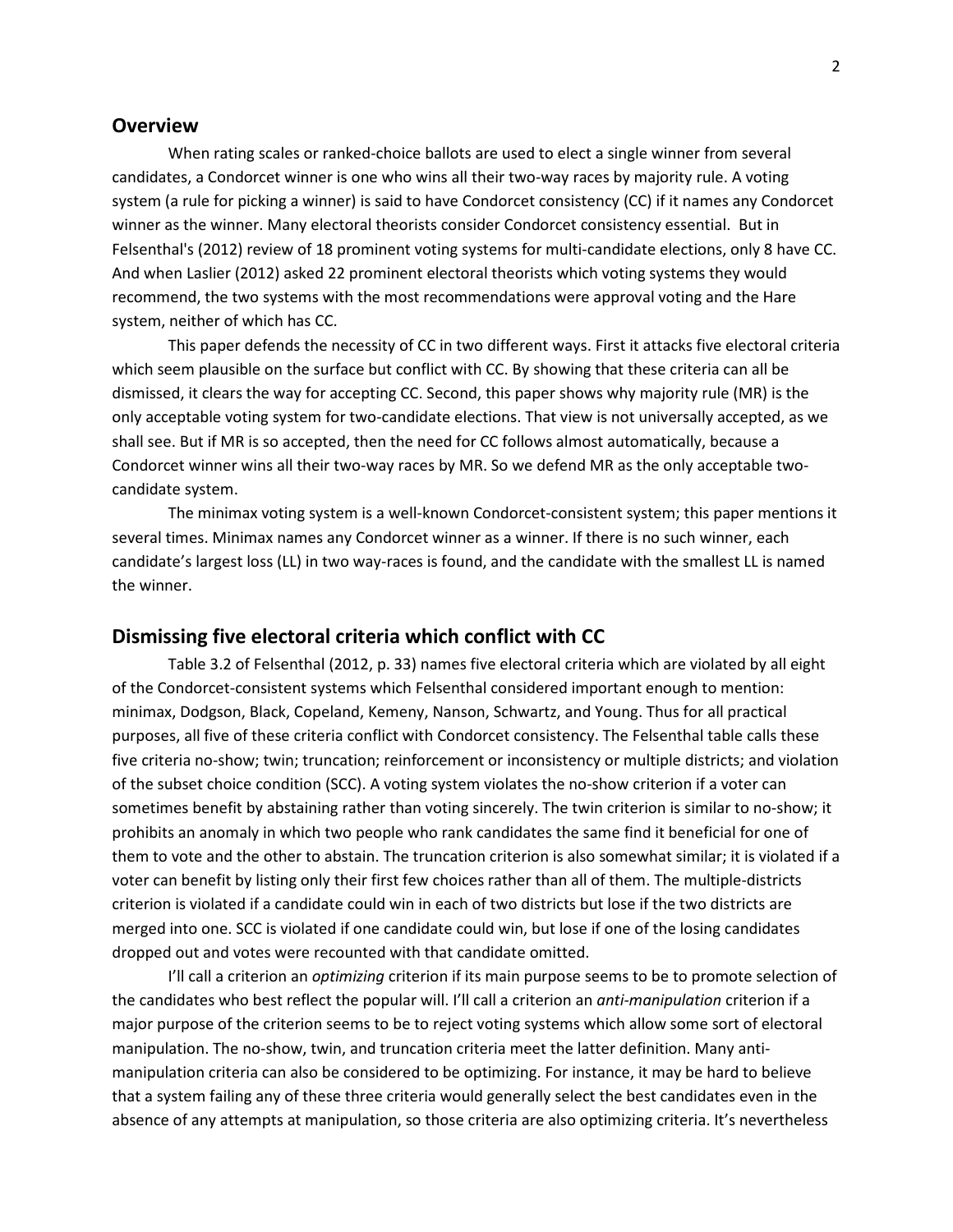## Overview

When rating scales or ranked-choice ballots are used to elect a single winner from several candidates, a Condorcet winner is one who wins all their two-way races by majority rule. A voting system (a rule for picking a winner) is said to have Condorcet consistency (CC) if it names any Condorcet winner as the winner. Many electoral theorists consider Condorcet consistency essential. But in Felsenthal's (2012) review of 18 prominent voting systems for multi-candidate elections, only 8 have CC. And when Laslier (2012) asked 22 prominent electoral theorists which voting systems they would recommend, the two systems with the most recommendations were approval voting and the Hare system, neither of which has CC.

This paper defends the necessity of CC in two different ways. First it attacks five electoral criteria which seem plausible on the surface but conflict with CC. By showing that these criteria can all be dismissed, it clears the way for accepting CC. Second, this paper shows why majority rule (MR) is the only acceptable voting system for two-candidate elections. That view is not universally accepted, as we shall see. But if MR is so accepted, then the need for CC follows almost automatically, because a Condorcet winner wins all their two-way races by MR. So we defend MR as the only acceptable two-candidate system.

The minimax voting system is a well-known Condorcet-consistent system; this paper mentions it several times. Minimax names any Condorcet winner as a winner. If there is no such winner, each candidate's largest loss (LL) in two way-races is found, and the candidate with the smallest LL is named the winner.

## Dismissing five electoral criteria which conflict with CC

Table 3.2 of Felsenthal (2012, p. 33) names five electoral criteria which are violated by all eight of the Condorcet-consistent systems which Felsenthal considered important enough to mention: minimax, Dodgson, Black, Copeland, Kemeny, Nanson, Schwartz, and Young. Thus for all practical purposes, all five of these criteria conflict with Condorcet consistency. The Felsenthal table calls these five criteria no-show; twin; truncation; reinforcement or inconsistency or multiple districts; and violation of the subset choice condition (SCC). A voting system violates the no-show criterion if a voter can sometimes benefit by abstaining rather than voting sincerely. The twin criterion is similar to no-show; it prohibits an anomaly in which two people who rank candidates the same find it beneficial for one of them to vote and the other to abstain. The truncation criterion is also somewhat similar; it is violated if a voter can benefit by listing only their first few choices rather than all of them. The multiple-districts criterion is violated if a candidate could win in each of two districts but lose if the two districts are merged into one. SCC is violated if one candidate could win, but lose if one of the losing candidates dropped out and votes were recounted with that candidate omitted.

I'll call a criterion an *optimizing* criterion if its main purpose seems to be to promote selection of the candidates who best reflect the popular will. I'll call a criterion an *anti-manipulation* criterion if a major purpose of the criterion seems to be to reject voting systems which allow some sort of electoral manipulation. The no-show, twin, and truncation criteria meet the latter definition. Many anti-manipulation criteria can also be considered to be optimizing. For instance, it may be hard to believe that a system failing any of these three criteria would generally select the best candidates even in the absence of any attempts at manipulation, so those criteria are also optimizing criteria. It's nevertheless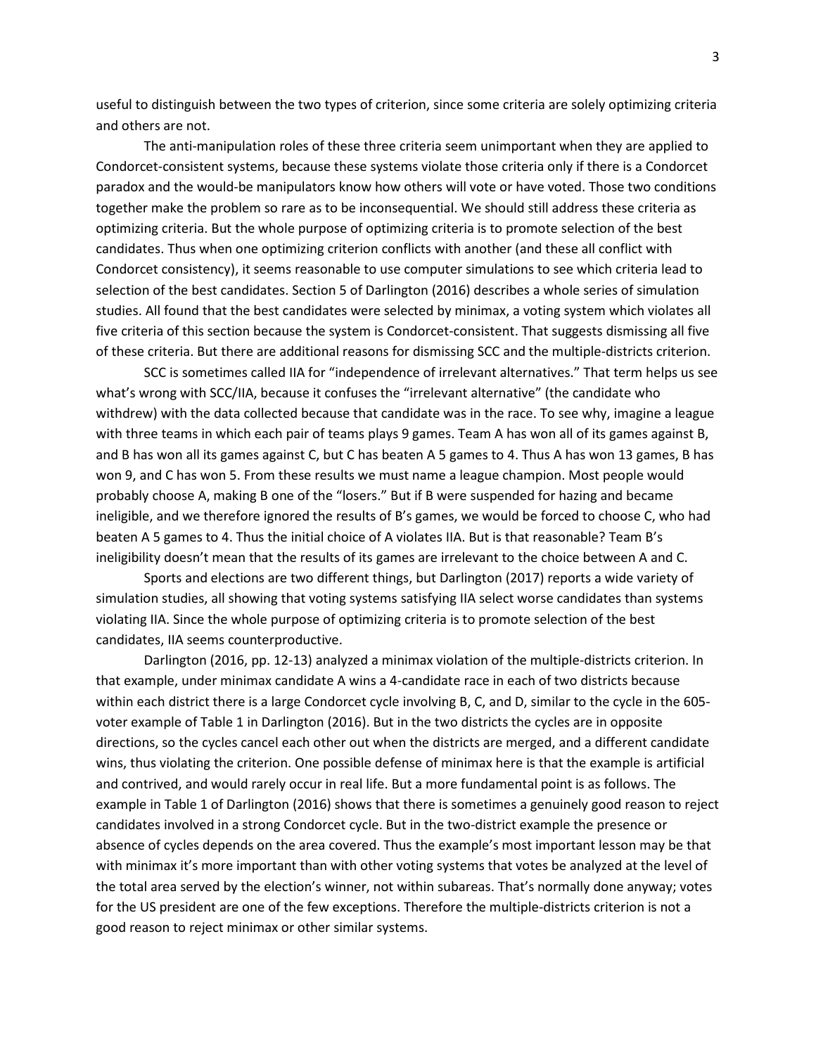useful to distinguish between the two types of criterion, since some criteria are solely optimizing criteria and others are not.

The anti-manipulation roles of these three criteria seem unimportant when they are applied to Condorcet-consistent systems, because these systems violate those criteria only if there is a Condorcet paradox and the would-be manipulators know how others will vote or have voted. Those two conditions together make the problem so rare as to be inconsequential. We should still address these criteria as optimizing criteria. But the whole purpose of optimizing criteria is to promote selection of the best candidates. Thus when one optimizing criterion conflicts with another (and these all conflict with Condorcet consistency), it seems reasonable to use computer simulations to see which criteria lead to selection of the best candidates. Section 5 of Darlington (2016) describes a whole series of simulation studies. All found that the best candidates were selected by minimax, a voting system which violates all five criteria of this section because the system is Condorcet-consistent. That suggests dismissing all five of these criteria. But there are additional reasons for dismissing SCC and the multiple-districts criterion.

SCC is sometimes called IIA for "independence of irrelevant alternatives." That term helps us see what's wrong with SCC/IIA, because it confuses the "irrelevant alternative" (the candidate who withdrew) with the data collected because that candidate was in the race. To see why, imagine a league with three teams in which each pair of teams plays 9 games. Team A has won all of its games against B, and B has won all its games against C, but C has beaten A 5 games to 4. Thus A has won 13 games, B has won 9, and C has won 5. From these results we must name a league champion. Most people would probably choose A, making B one of the "losers." But if B were suspended for hazing and became ineligible, and we therefore ignored the results of B's games, we would be forced to choose C, who had beaten A 5 games to 4. Thus the initial choice of A violates IIA. But is that reasonable? Team B's ineligibility doesn't mean that the results of its games are irrelevant to the choice between A and C.

Sports and elections are two different things, but Darlington (2017) reports a wide variety of simulation studies, all showing that voting systems satisfying IIA select worse candidates than systems violating IIA. Since the whole purpose of optimizing criteria is to promote selection of the best candidates, IIA seems counterproductive.

Darlington (2016, pp. 12-13) analyzed a minimax violation of the multiple-districts criterion. In that example, under minimax candidate A wins a 4-candidate race in each of two districts because within each district there is a large Condorcet cycle involving B, C, and D, similar to the cycle in the 605-voter example of Table 1 in Darlington (2016). But in the two districts the cycles are in opposite directions, so the cycles cancel each other out when the districts are merged, and a different candidate wins, thus violating the criterion. One possible defense of minimax here is that the example is artificial and contrived, and would rarely occur in real life. But a more fundamental point is as follows. The example in Table 1 of Darlington (2016) shows that there is sometimes a genuinely good reason to reject candidates involved in a strong Condorcet cycle. But in the two-district example the presence or absence of cycles depends on the area covered. Thus the example's most important lesson may be that with minimax it's more important than with other voting systems that votes be analyzed at the level of the total area served by the election's winner, not within subareas. That's normally done anyway; votes for the US president are one of the few exceptions. Therefore the multiple-districts criterion is not a good reason to reject minimax or other similar systems.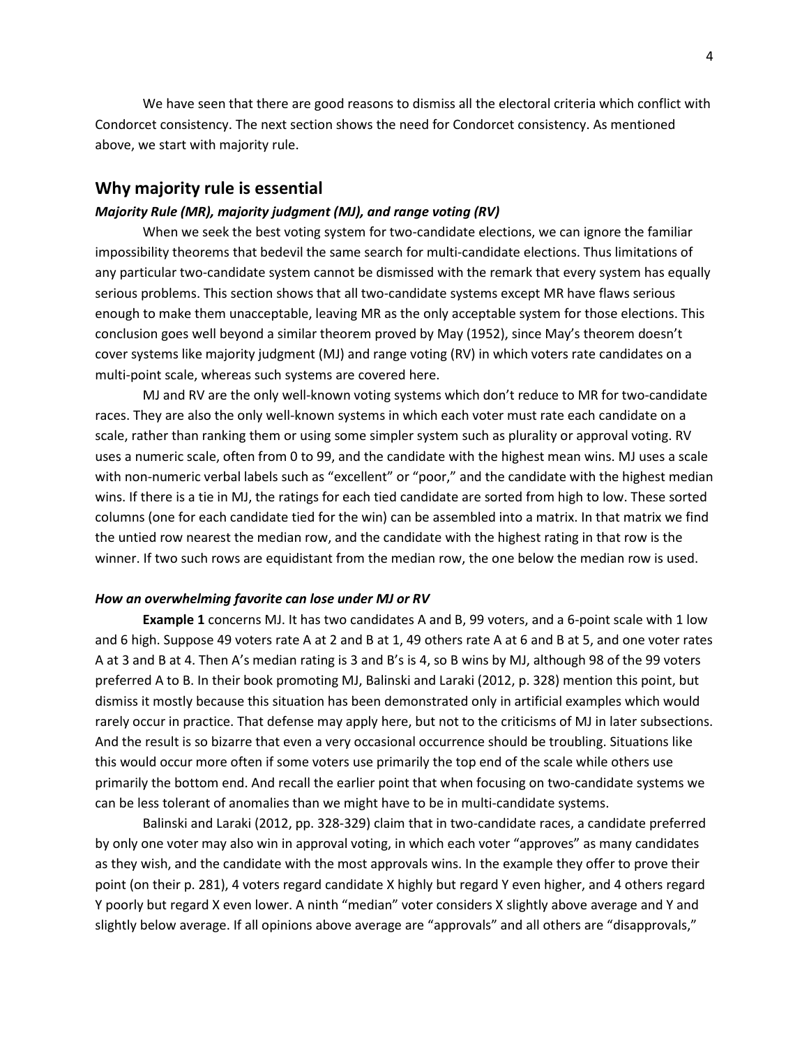We have seen that there are good reasons to dismiss all the electoral criteria which conflict with Condorcet consistency. The next section shows the need for Condorcet consistency. As mentioned above, we start with majority rule.

## Why majority rule is essential

### *Majority Rule (MR), majority judgment (MJ), and range voting (RV)*

When we seek the best voting system for two-candidate elections, we can ignore the familiar impossibility theorems that bedevil the same search for multi-candidate elections. Thus limitations of any particular two-candidate system cannot be dismissed with the remark that every system has equally serious problems. This section shows that all two-candidate systems except MR have flaws serious enough to make them unacceptable, leaving MR as the only acceptable system for those elections. This conclusion goes well beyond a similar theorem proved by May (1952), since May's theorem doesn't cover systems like majority judgment (MJ) and range voting (RV) in which voters rate candidates on a multi-point scale, whereas such systems are covered here.

MJ and RV are the only well-known voting systems which don't reduce to MR for two-candidate races. They are also the only well-known systems in which each voter must rate each candidate on a scale, rather than ranking them or using some simpler system such as plurality or approval voting. RV uses a numeric scale, often from 0 to 99, and the candidate with the highest mean wins. MJ uses a scale with non-numeric verbal labels such as "excellent" or "poor," and the candidate with the highest median wins. If there is a tie in MJ, the ratings for each tied candidate are sorted from high to low. These sorted columns (one for each candidate tied for the win) can be assembled into a matrix. In that matrix we find the untied row nearest the median row, and the candidate with the highest rating in that row is the winner. If two such rows are equidistant from the median row, the one below the median row is used.

### *How an overwhelming favorite can lose under MJ or RV*

**Example 1** concerns MJ. It has two candidates A and B, 99 voters, and a 6-point scale with 1 low and 6 high. Suppose 49 voters rate A at 2 and B at 1, 49 others rate A at 6 and B at 5, and one voter rates A at 3 and B at 4. Then A's median rating is 3 and B's is 4, so B wins by MJ, although 98 of the 99 voters preferred A to B. In their book promoting MJ, Balinski and Laraki (2012, p. 328) mention this point, but dismiss it mostly because this situation has been demonstrated only in artificial examples which would rarely occur in practice. That defense may apply here, but not to the criticisms of MJ in later subsections. And the result is so bizarre that even a very occasional occurrence should be troubling. Situations like this would occur more often if some voters use primarily the top end of the scale while others use primarily the bottom end. And recall the earlier point that when focusing on two-candidate systems we can be less tolerant of anomalies than we might have to be in multi-candidate systems.

Balinski and Laraki (2012, pp. 328-329) claim that in two-candidate races, a candidate preferred by only one voter may also win in approval voting, in which each voter "approves" as many candidates as they wish, and the candidate with the most approvals wins. In the example they offer to prove their point (on their p. 281), 4 voters regard candidate X highly but regard Y even higher, and 4 others regard Y poorly but regard X even lower. A ninth "median" voter considers X slightly above average and Y and slightly below average. If all opinions above average are "approvals" and all others are "disapprovals,"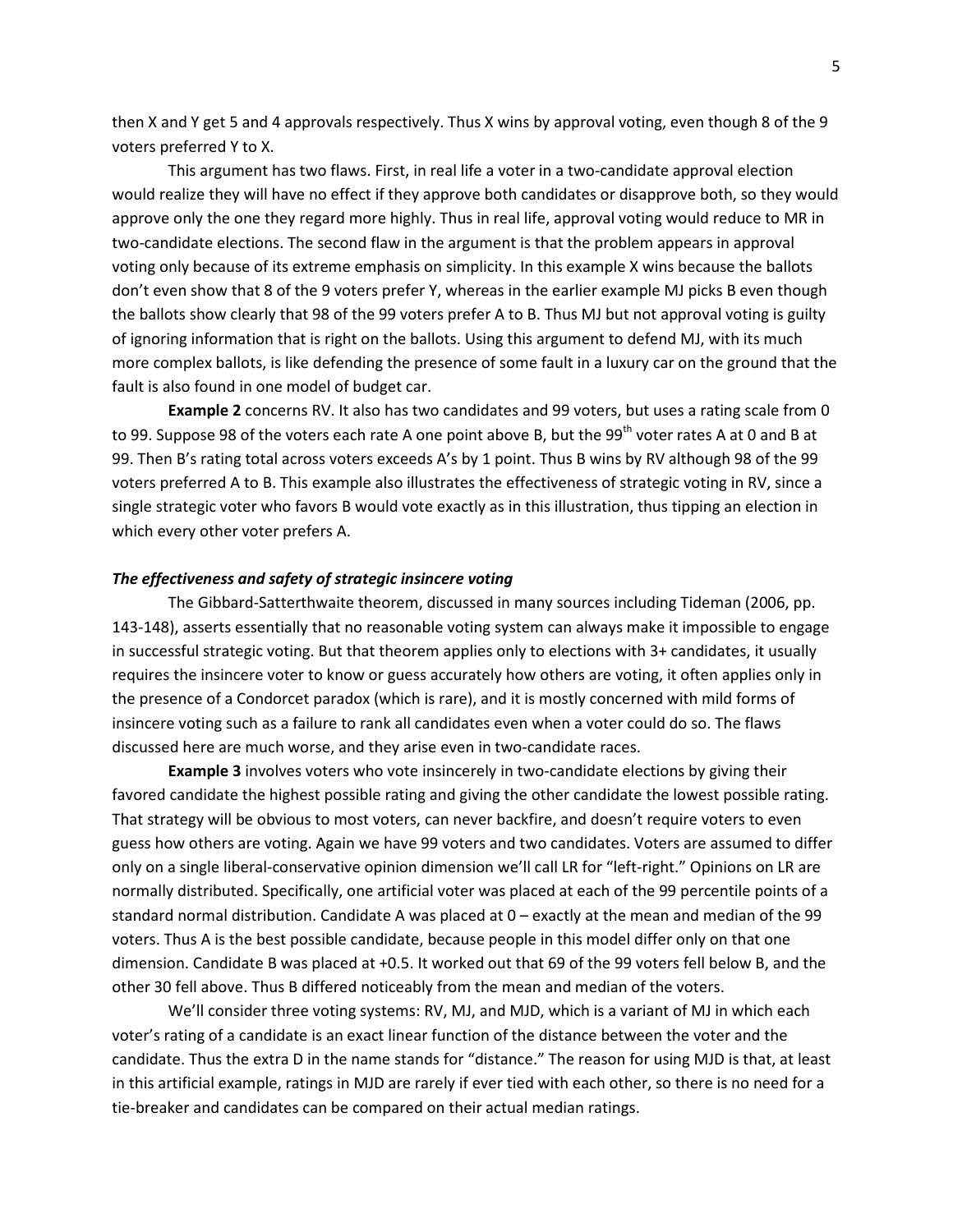then X and Y get 5 and 4 approvals respectively. Thus X wins by approval voting, even though 8 of the 9 voters preferred Y to X.

This argument has two flaws. First, in real life a voter in a two-candidate approval election would realize they will have no effect if they approve both candidates or disapprove both, so they would approve only the one they regard more highly. Thus in real life, approval voting would reduce to MR in two-candidate elections. The second flaw in the argument is that the problem appears in approval voting only because of its extreme emphasis on simplicity. In this example X wins because the ballots don't even show that 8 of the 9 voters prefer Y, whereas in the earlier example MJ picks B even though the ballots show clearly that 98 of the 99 voters prefer A to B. Thus MJ but not approval voting is guilty of ignoring information that is right on the ballots. Using this argument to defend MJ, with its much more complex ballots, is like defending the presence of some fault in a luxury car on the ground that the fault is also found in one model of budget car.

**Example 2** concerns RV. It also has two candidates and 99 voters, but uses a rating scale from 0 to 99. Suppose 98 of the voters each rate A one point above B, but the 99th voter rates A at 0 and B at 99. Then B's rating total across voters exceeds A's by 1 point. Thus B wins by RV although 98 of the 99 voters preferred A to B. This example also illustrates the effectiveness of strategic voting in RV, since a single strategic voter who favors B would vote exactly as in this illustration, thus tipping an election in which every other voter prefers A.

### *The effectiveness and safety of strategic insincere voting*

The Gibbard-Satterthwaite theorem, discussed in many sources including Tideman (2006, pp. 143-148), asserts essentially that no reasonable voting system can always make it impossible to engage in successful strategic voting. But that theorem applies only to elections with 3+ candidates, it usually requires the insincere voter to know or guess accurately how others are voting, it often applies only in the presence of a Condorcet paradox (which is rare), and it is mostly concerned with mild forms of insincere voting such as a failure to rank all candidates even when a voter could do so. The flaws discussed here are much worse, and they arise even in two-candidate races.

**Example 3** involves voters who vote insincerely in two-candidate elections by giving their favored candidate the highest possible rating and giving the other candidate the lowest possible rating. That strategy will be obvious to most voters, can never backfire, and doesn't require voters to even guess how others are voting. Again we have 99 voters and two candidates. Voters are assumed to differ only on a single liberal-conservative opinion dimension we'll call LR for "left-right." Opinions on LR are normally distributed. Specifically, one artificial voter was placed at each of the 99 percentile points of a standard normal distribution. Candidate A was placed at 0 – exactly at the mean and median of the 99 voters. Thus A is the best possible candidate, because people in this model differ only on that one dimension. Candidate B was placed at +0.5. It worked out that 69 of the 99 voters fell below B, and the other 30 fell above. Thus B differed noticeably from the mean and median of the voters.

We'll consider three voting systems: RV, MJ, and MJD, which is a variant of MJ in which each voter's rating of a candidate is an exact linear function of the distance between the voter and the candidate. Thus the extra D in the name stands for "distance." The reason for using MJD is that, at least in this artificial example, ratings in MJD are rarely if ever tied with each other, so there is no need for a tie-breaker and candidates can be compared on their actual median ratings.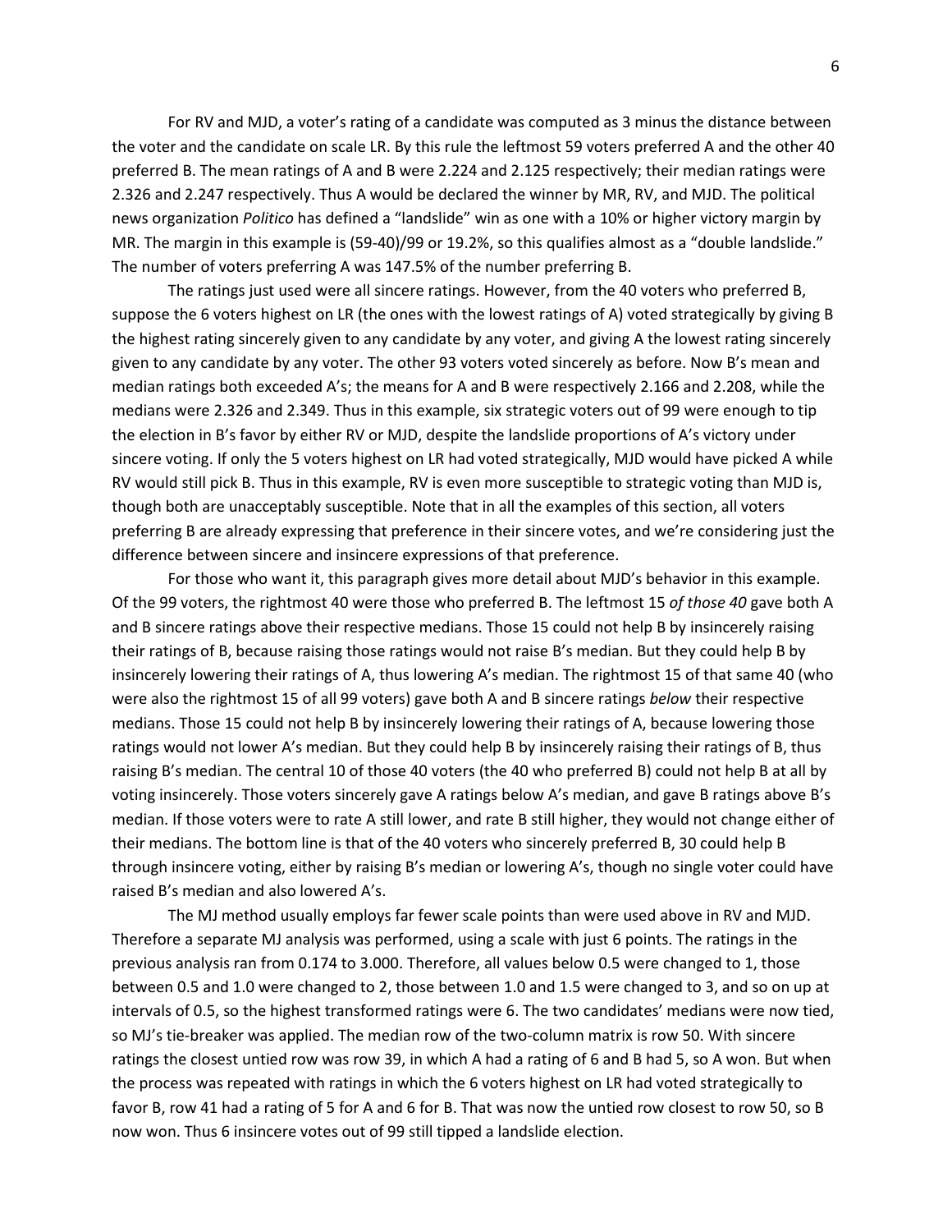For RV and MJD, a voter's rating of a candidate was computed as 3 minus the distance between the voter and the candidate on scale LR. By this rule the leftmost 59 voters preferred A and the other 40 preferred B. The mean ratings of A and B were 2.224 and 2.125 respectively; their median ratings were 2.326 and 2.247 respectively. Thus A would be declared the winner by MR, RV, and MJD. The political news organization *Politico* has defined a "landslide" win as one with a 10% or higher victory margin by MR. The margin in this example is (59-40)/99 or 19.2%, so this qualifies almost as a "double landslide." The number of voters preferring A was 147.5% of the number preferring B.

The ratings just used were all sincere ratings. However, from the 40 voters who preferred B, suppose the 6 voters highest on LR (the ones with the lowest ratings of A) voted strategically by giving B the highest rating sincerely given to any candidate by any voter, and giving A the lowest rating sincerely given to any candidate by any voter. The other 93 voters voted sincerely as before. Now B's mean and median ratings both exceeded A's; the means for A and B were respectively 2.166 and 2.208, while the medians were 2.326 and 2.349. Thus in this example, six strategic voters out of 99 were enough to tip the election in B's favor by either RV or MJD, despite the landslide proportions of A's victory under sincere voting. If only the 5 voters highest on LR had voted strategically, MJD would have picked A while RV would still pick B. Thus in this example, RV is even more susceptible to strategic voting than MJD is, though both are unacceptably susceptible. Note that in all the examples of this section, all voters preferring B are already expressing that preference in their sincere votes, and we're considering just the difference between sincere and insincere expressions of that preference.

For those who want it, this paragraph gives more detail about MJD's behavior in this example. Of the 99 voters, the rightmost 40 were those who preferred B. The leftmost 15 *of those 40* gave both A and B sincere ratings above their respective medians. Those 15 could not help B by insincerely raising their ratings of B, because raising those ratings would not raise B's median. But they could help B by insincerely lowering their ratings of A, thus lowering A's median. The rightmost 15 of that same 40 (who were also the rightmost 15 of all 99 voters) gave both A and B sincere ratings *below* their respective medians. Those 15 could not help B by insincerely lowering their ratings of A, because lowering those ratings would not lower A's median. But they could help B by insincerely raising their ratings of B, thus raising B's median. The central 10 of those 40 voters (the 40 who preferred B) could not help B at all by voting insincerely. Those voters sincerely gave A ratings below A's median, and gave B ratings above B's median. If those voters were to rate A still lower, and rate B still higher, they would not change either of their medians. The bottom line is that of the 40 voters who sincerely preferred B, 30 could help B through insincere voting, either by raising B's median or lowering A's, though no single voter could have raised B's median and also lowered A's.

The MJ method usually employs far fewer scale points than were used above in RV and MJD. Therefore a separate MJ analysis was performed, using a scale with just 6 points. The ratings in the previous analysis ran from 0.174 to 3.000. Therefore, all values below 0.5 were changed to 1, those between 0.5 and 1.0 were changed to 2, those between 1.0 and 1.5 were changed to 3, and so on up at intervals of 0.5, so the highest transformed ratings were 6. The two candidates' medians were now tied, so MJ's tie-breaker was applied. The median row of the two-column matrix is row 50. With sincere ratings the closest untied row was row 39, in which A had a rating of 6 and B had 5, so A won. But when the process was repeated with ratings in which the 6 voters highest on LR had voted strategically to favor B, row 41 had a rating of 5 for A and 6 for B. That was now the untied row closest to row 50, so B now won. Thus 6 insincere votes out of 99 still tipped a landslide election.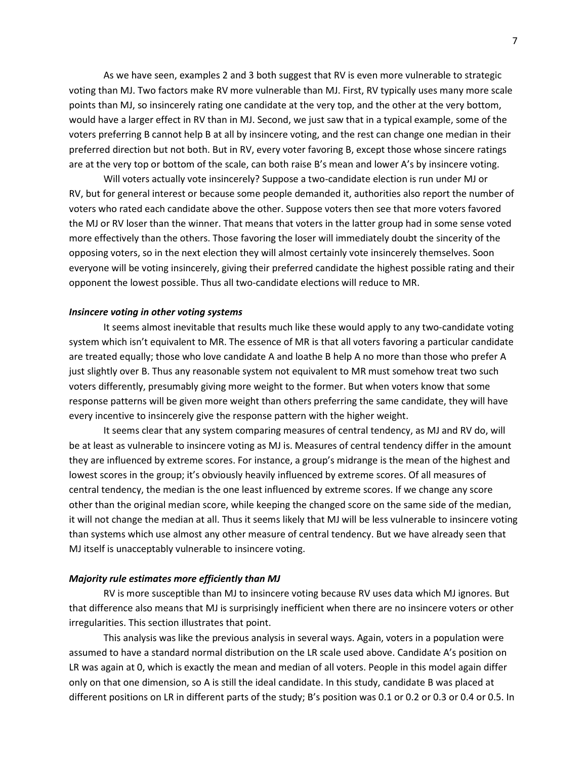As we have seen, examples 2 and 3 both suggest that RV is even more vulnerable to strategic voting than MJ. Two factors make RV more vulnerable than MJ. First, RV typically uses many more scale points than MJ, so insincerely rating one candidate at the very top, and the other at the very bottom, would have a larger effect in RV than in MJ. Second, we just saw that in a typical example, some of the voters preferring B cannot help B at all by insincere voting, and the rest can change one median in their preferred direction but not both. But in RV, every voter favoring B, except those whose sincere ratings are at the very top or bottom of the scale, can both raise B's mean and lower A's by insincere voting.

Will voters actually vote insincerely? Suppose a two-candidate election is run under MJ or RV, but for general interest or because some people demanded it, authorities also report the number of voters who rated each candidate above the other. Suppose voters then see that more voters favored the MJ or RV loser than the winner. That means that voters in the latter group had in some sense voted more effectively than the others. Those favoring the loser will immediately doubt the sincerity of the opposing voters, so in the next election they will almost certainly vote insincerely themselves. Soon everyone will be voting insincerely, giving their preferred candidate the highest possible rating and their opponent the lowest possible. Thus all two-candidate elections will reduce to MR.

### *Insincere voting in other voting systems*

It seems almost inevitable that results much like these would apply to any two-candidate voting system which isn't equivalent to MR. The essence of MR is that all voters favoring a particular candidate are treated equally; those who love candidate A and loathe B help A no more than those who prefer A just slightly over B. Thus any reasonable system not equivalent to MR must somehow treat two such voters differently, presumably giving more weight to the former. But when voters know that some response patterns will be given more weight than others preferring the same candidate, they will have every incentive to insincerely give the response pattern with the higher weight.

It seems clear that any system comparing measures of central tendency, as MJ and RV do, will be at least as vulnerable to insincere voting as MJ is. Measures of central tendency differ in the amount they are influenced by extreme scores. For instance, a group's midrange is the mean of the highest and lowest scores in the group; it's obviously heavily influenced by extreme scores. Of all measures of central tendency, the median is the one least influenced by extreme scores. If we change any score other than the original median score, while keeping the changed score on the same side of the median, it will not change the median at all. Thus it seems likely that MJ will be less vulnerable to insincere voting than systems which use almost any other measure of central tendency. But we have already seen that MJ itself is unacceptably vulnerable to insincere voting.

### *Majority rule estimates more efficiently than MJ*

RV is more susceptible than MJ to insincere voting because RV uses data which MJ ignores. But that difference also means that MJ is surprisingly inefficient when there are no insincere voters or other irregularities. This section illustrates that point.

This analysis was like the previous analysis in several ways. Again, voters in a population were assumed to have a standard normal distribution on the LR scale used above. Candidate A's position on LR was again at 0, which is exactly the mean and median of all voters. People in this model again differ only on that one dimension, so A is still the ideal candidate. In this study, candidate B was placed at different positions on LR in different parts of the study; B's position was 0.1 or 0.2 or 0.3 or 0.4 or 0.5. In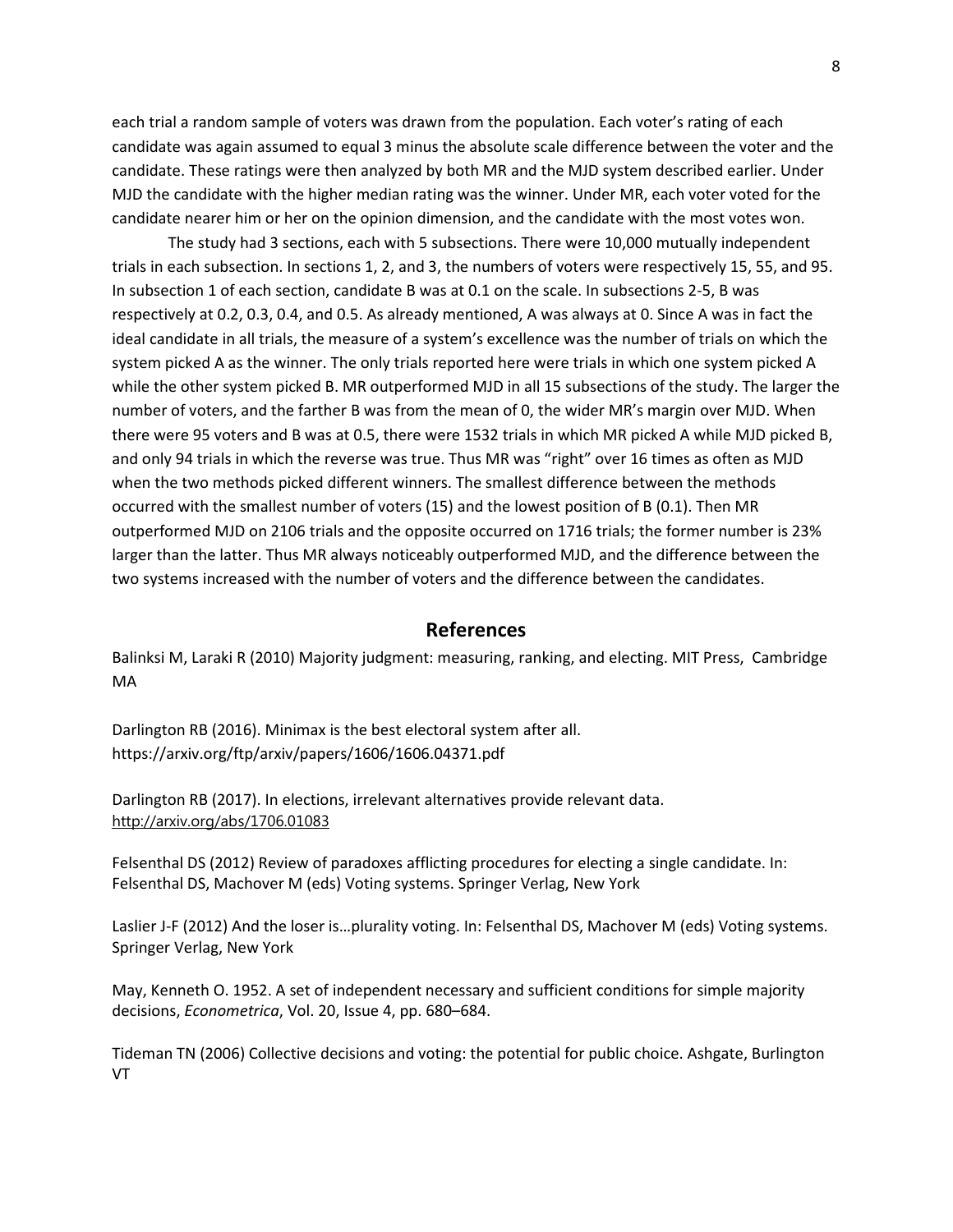each trial a random sample of voters was drawn from the population. Each voter's rating of each candidate was again assumed to equal 3 minus the absolute scale difference between the voter and the candidate. These ratings were then analyzed by both MR and the MJD system described earlier. Under MJD the candidate with the higher median rating was the winner. Under MR, each voter voted for the candidate nearer him or her on the opinion dimension, and the candidate with the most votes won.

The study had 3 sections, each with 5 subsections. There were 10,000 mutually independent trials in each subsection. In sections 1, 2, and 3, the numbers of voters were respectively 15, 55, and 95. In subsection 1 of each section, candidate B was at 0.1 on the scale. In subsections 2-5, B was respectively at 0.2, 0.3, 0.4, and 0.5. As already mentioned, A was always at 0. Since A was in fact the ideal candidate in all trials, the measure of a system's excellence was the number of trials on which the system picked A as the winner. The only trials reported here were trials in which one system picked A while the other system picked B. MR outperformed MJD in all 15 subsections of the study. The larger the number of voters, and the farther B was from the mean of 0, the wider MR's margin over MJD. When there were 95 voters and B was at 0.5, there were 1532 trials in which MR picked A while MJD picked B, and only 94 trials in which the reverse was true. Thus MR was "right" over 16 times as often as MJD when the two methods picked different winners. The smallest difference between the methods occurred with the smallest number of voters (15) and the lowest position of B (0.1). Then MR outperformed MJD on 2106 trials and the opposite occurred on 1716 trials; the former number is 23% larger than the latter. Thus MR always noticeably outperformed MJD, and the difference between the two systems increased with the number of voters and the difference between the candidates.

## References

Balinksi M, Laraki R (2010) Majority judgment: measuring, ranking, and electing. MIT Press, Cambridge MA

Darlington RB (2016). Minimax is the best electoral system after all. https://arxiv.org/ftp/arxiv/papers/1606/1606.04371.pdf

Darlington RB (2017). In elections, irrelevant alternatives provide relevant data. http://arxiv.org/abs/1706.01083

Felsenthal DS (2012) Review of paradoxes afflicting procedures for electing a single candidate. In: Felsenthal DS, Machover M (eds) Voting systems. Springer Verlag, New York

Laslier J-F (2012) And the loser is…plurality voting. In: Felsenthal DS, Machover M (eds) Voting systems. Springer Verlag, New York

May, Kenneth O. 1952. A set of independent necessary and sufficient conditions for simple majority decisions, *Econometrica*, Vol. 20, Issue 4, pp. 680–684.

Tideman TN (2006) Collective decisions and voting: the potential for public choice. Ashgate, Burlington VT